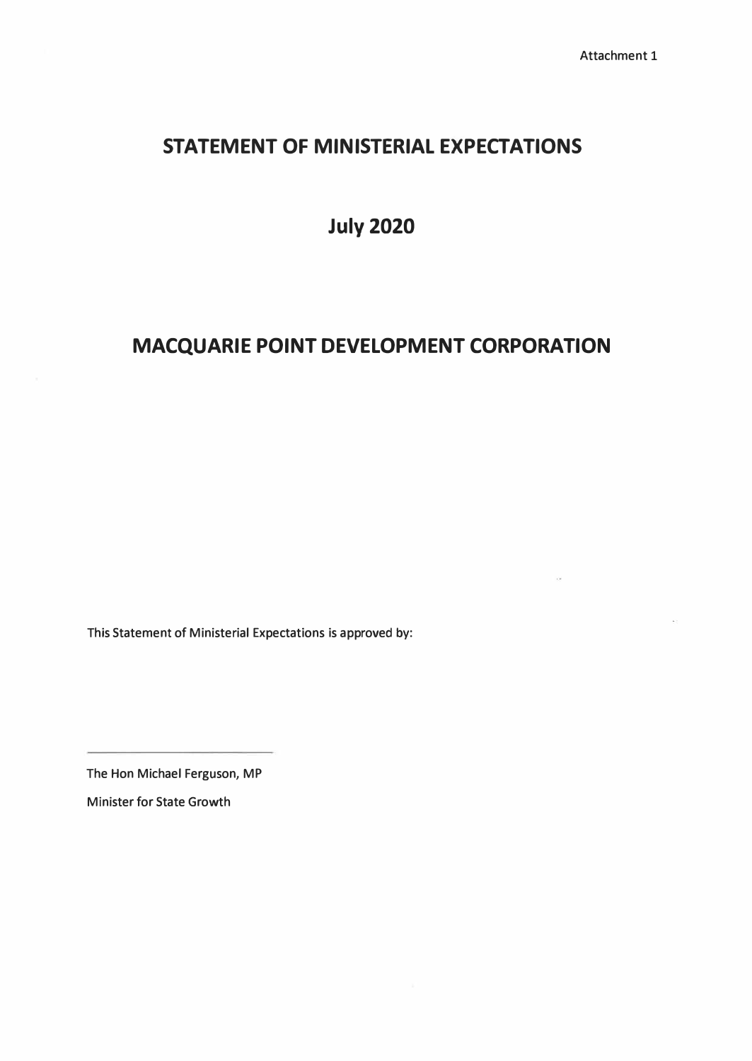Attachment 1

# STATEMENT OF MINISTERIAL EXPECTATIONS

## July 2020

# MACQUARIE POINT DEVELOPMENT CORPORATION

This Statement of Ministerial Expectations is approved by:

\_\_\_\_\_\_\_\_\_\_\_\_\_\_\_\_\_\_\_\_\_\_\_\_\_\_\_\_

The Hon Michael Ferguson, MP

Minister for State Growth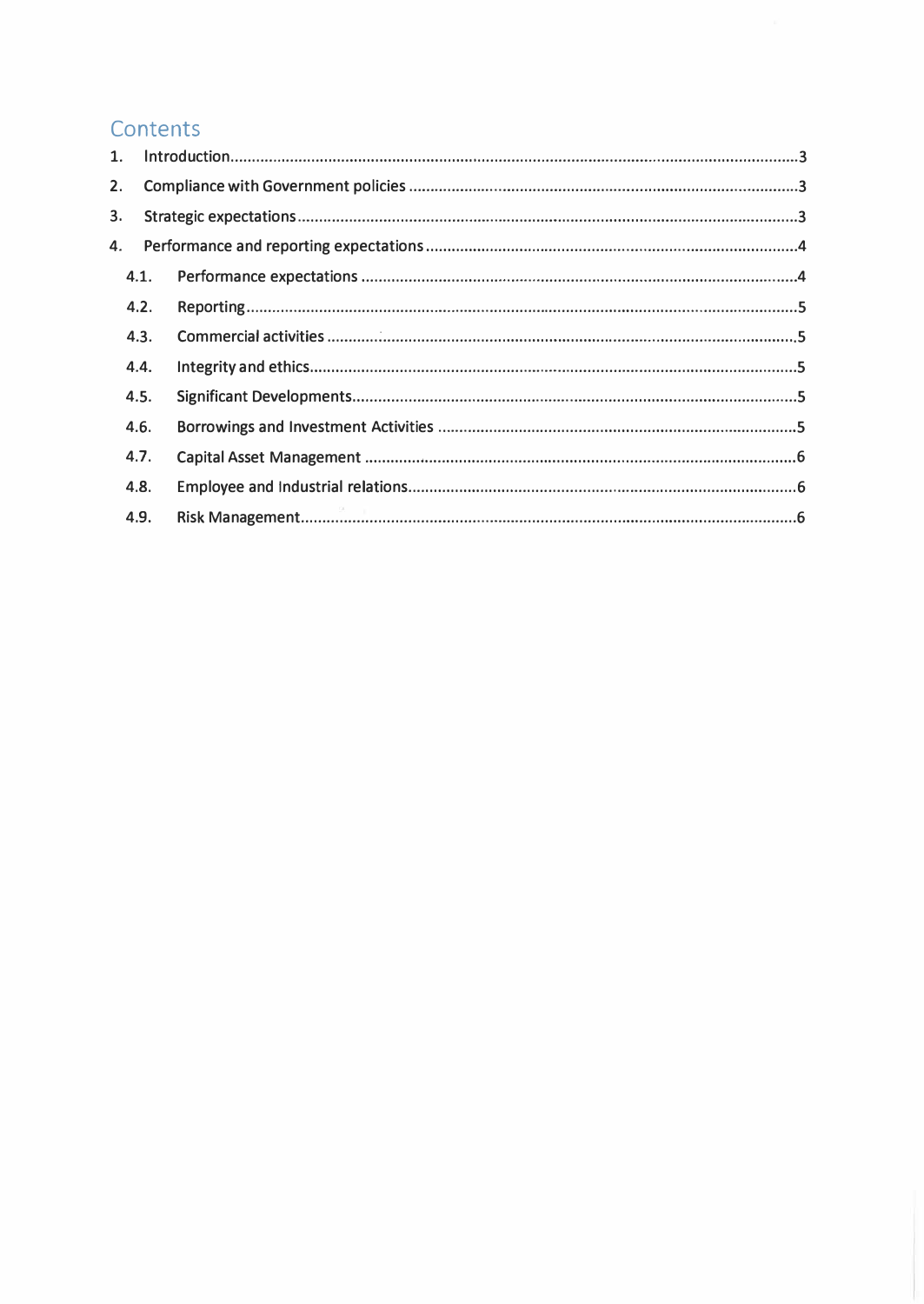## Contents

1. Introduction ... 3
2. Compliance with Government policies ... 3
3. Strategic expectations ... 3
4. Performance and reporting expectations ... 4
   - 4.1. Performance expectations ... 4
   - 4.2. Reporting ... 5
   - 4.3. Commercial activities ... 5
   - 4.4. Integrity and ethics ... 5
   - 4.5. Significant Developments ... 5
   - 4.6. Borrowings and Investment Activities ... 5
   - 4.7. Capital Asset Management ... 6
   - 4.8. Employee and Industrial relations ... 6
   - 4.9. Risk Management ... 6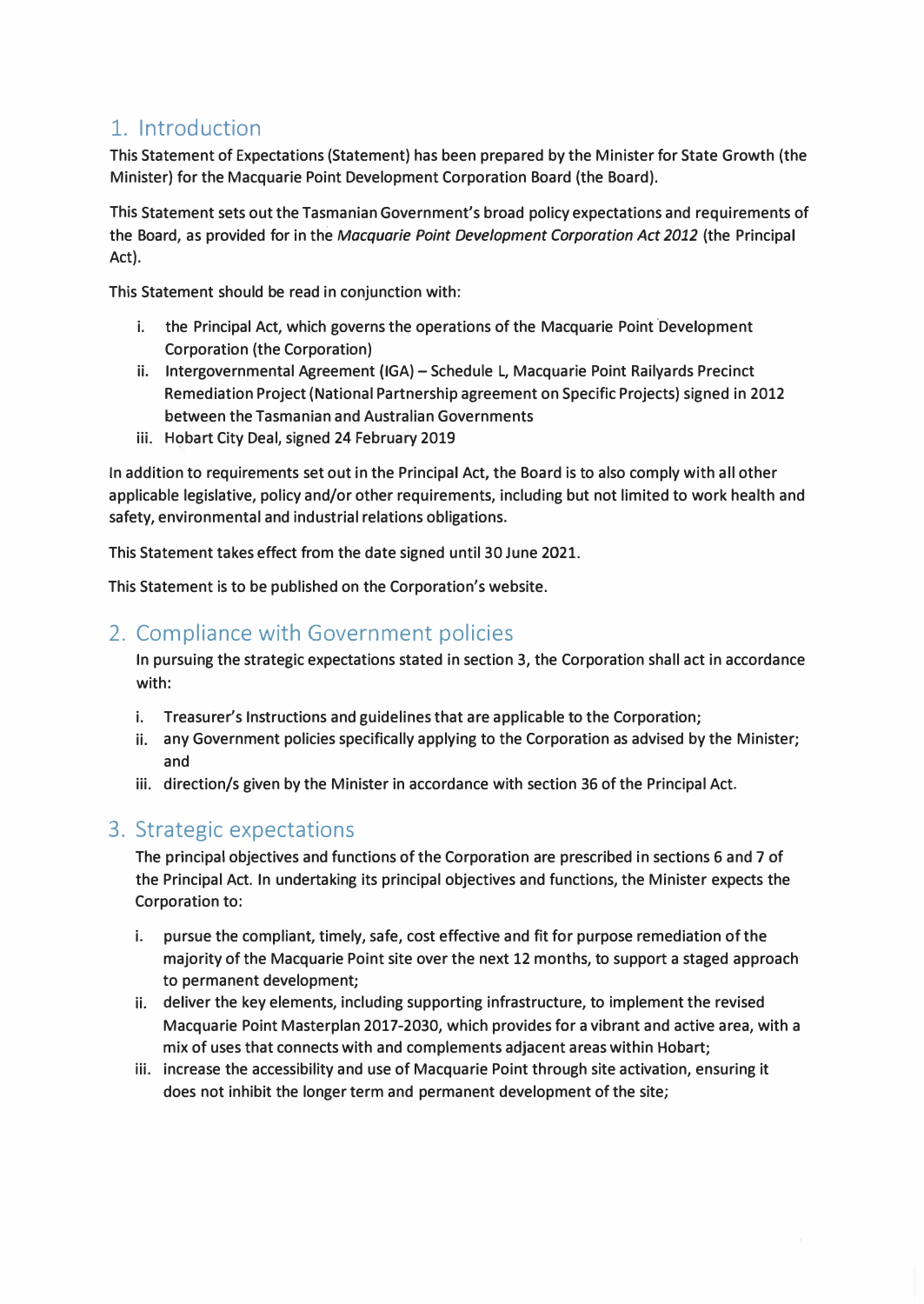## 1. Introduction

This Statement of Expectations (Statement) has been prepared by the Minister for State Growth (the Minister) for the Macquarie Point Development Corporation Board (the Board).

This Statement sets out the Tasmanian Government's broad policy expectations and requirements of the Board, as provided for in the *Macquarie Point Development Corporation Act 2012* (the Principal Act).

This Statement should be read in conjunction with:

i. the Principal Act, which governs the operations of the Macquarie Point Development Corporation (the Corporation)
ii. Intergovernmental Agreement (IGA) – Schedule L, Macquarie Point Railyards Precinct Remediation Project (National Partnership agreement on Specific Projects) signed in 2012 between the Tasmanian and Australian Governments
iii. Hobart City Deal, signed 24 February 2019

In addition to requirements set out in the Principal Act, the Board is to also comply with all other applicable legislative, policy and/or other requirements, including but not limited to work health and safety, environmental and industrial relations obligations.

This Statement takes effect from the date signed until 30 June 2021.

This Statement is to be published on the Corporation's website.

## 2. Compliance with Government policies

In pursuing the strategic expectations stated in section 3, the Corporation shall act in accordance with:

i. Treasurer's Instructions and guidelines that are applicable to the Corporation;
ii. any Government policies specifically applying to the Corporation as advised by the Minister; and
iii. direction/s given by the Minister in accordance with section 36 of the Principal Act.

## 3. Strategic expectations

The principal objectives and functions of the Corporation are prescribed in sections 6 and 7 of the Principal Act. In undertaking its principal objectives and functions, the Minister expects the Corporation to:

i. pursue the compliant, timely, safe, cost effective and fit for purpose remediation of the majority of the Macquarie Point site over the next 12 months, to support a staged approach to permanent development;
ii. deliver the key elements, including supporting infrastructure, to implement the revised Macquarie Point Masterplan 2017-2030, which provides for a vibrant and active area, with a mix of uses that connects with and complements adjacent areas within Hobart;
iii. increase the accessibility and use of Macquarie Point through site activation, ensuring it does not inhibit the longer term and permanent development of the site;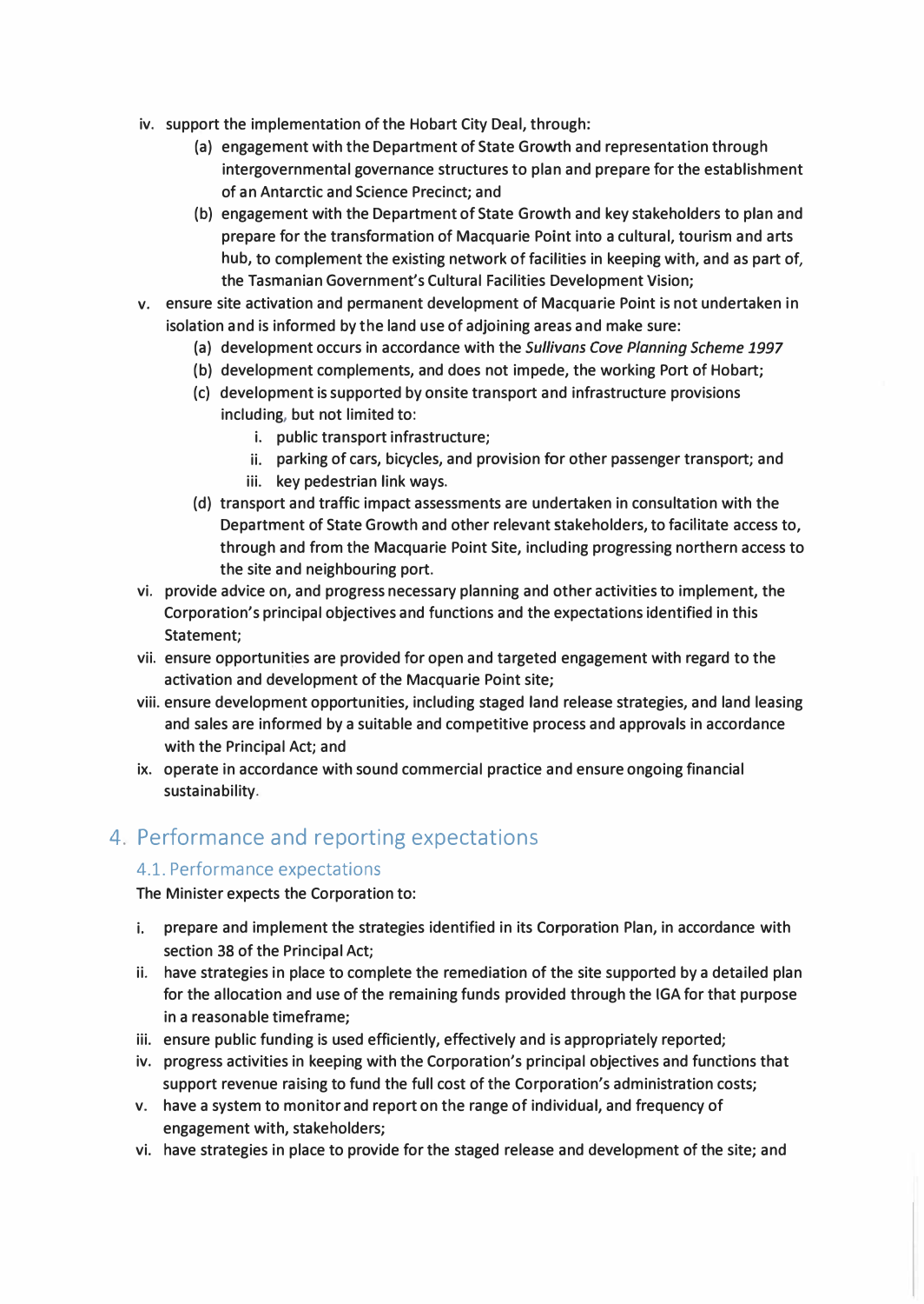iv. support the implementation of the Hobart City Deal, through:
    (a) engagement with the Department of State Growth and representation through intergovernmental governance structures to plan and prepare for the establishment of an Antarctic and Science Precinct; and
    (b) engagement with the Department of State Growth and key stakeholders to plan and prepare for the transformation of Macquarie Point into a cultural, tourism and arts hub, to complement the existing network of facilities in keeping with, and as part of, the Tasmanian Government's Cultural Facilities Development Vision;

v. ensure site activation and permanent development of Macquarie Point is not undertaken in isolation and is informed by the land use of adjoining areas and make sure:
    (a) development occurs in accordance with the *Sullivans Cove Planning Scheme 1997*
    (b) development complements, and does not impede, the working Port of Hobart;
    (c) development is supported by onsite transport and infrastructure provisions including, but not limited to:
        i. public transport infrastructure;
        ii. parking of cars, bicycles, and provision for other passenger transport; and
        iii. key pedestrian link ways.
    (d) transport and traffic impact assessments are undertaken in consultation with the Department of State Growth and other relevant stakeholders, to facilitate access to, through and from the Macquarie Point Site, including progressing northern access to the site and neighbouring port.

vi. provide advice on, and progress necessary planning and other activities to implement, the Corporation's principal objectives and functions and the expectations identified in this Statement;

vii. ensure opportunities are provided for open and targeted engagement with regard to the activation and development of the Macquarie Point site;

viii. ensure development opportunities, including staged land release strategies, and land leasing and sales are informed by a suitable and competitive process and approvals in accordance with the Principal Act; and

ix. operate in accordance with sound commercial practice and ensure ongoing financial sustainability.

# 4. Performance and reporting expectations

## 4.1. Performance expectations

The Minister expects the Corporation to:

i. prepare and implement the strategies identified in its Corporation Plan, in accordance with section 38 of the Principal Act;

ii. have strategies in place to complete the remediation of the site supported by a detailed plan for the allocation and use of the remaining funds provided through the IGA for that purpose in a reasonable timeframe;

iii. ensure public funding is used efficiently, effectively and is appropriately reported;

iv. progress activities in keeping with the Corporation's principal objectives and functions that support revenue raising to fund the full cost of the Corporation's administration costs;

v. have a system to monitor and report on the range of individual, and frequency of engagement with, stakeholders;

vi. have strategies in place to provide for the staged release and development of the site; and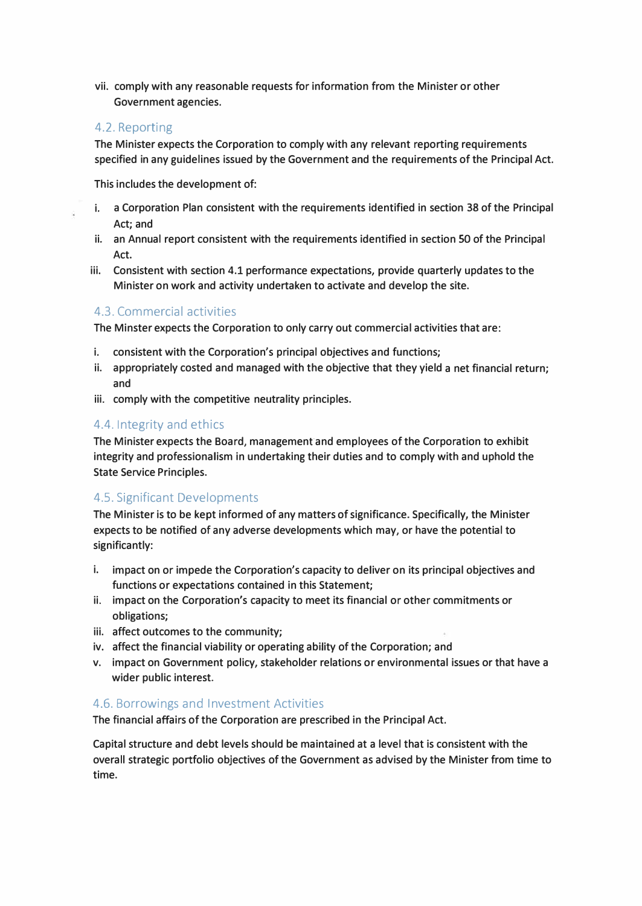vii. comply with any reasonable requests for information from the Minister or other Government agencies.

## 4.2. Reporting

The Minister expects the Corporation to comply with any relevant reporting requirements specified in any guidelines issued by the Government and the requirements of the Principal Act.

This includes the development of:

i. a Corporation Plan consistent with the requirements identified in section 38 of the Principal Act; and
ii. an Annual report consistent with the requirements identified in section 50 of the Principal Act.
iii. Consistent with section 4.1 performance expectations, provide quarterly updates to the Minister on work and activity undertaken to activate and develop the site.

## 4.3. Commercial activities

The Minster expects the Corporation to only carry out commercial activities that are:

i. consistent with the Corporation's principal objectives and functions;
ii. appropriately costed and managed with the objective that they yield a net financial return; and
iii. comply with the competitive neutrality principles.

## 4.4. Integrity and ethics

The Minister expects the Board, management and employees of the Corporation to exhibit integrity and professionalism in undertaking their duties and to comply with and uphold the State Service Principles.

## 4.5. Significant Developments

The Minister is to be kept informed of any matters of significance. Specifically, the Minister expects to be notified of any adverse developments which may, or have the potential to significantly:

i. impact on or impede the Corporation's capacity to deliver on its principal objectives and functions or expectations contained in this Statement;
ii. impact on the Corporation's capacity to meet its financial or other commitments or obligations;
iii. affect outcomes to the community;
iv. affect the financial viability or operating ability of the Corporation; and
v. impact on Government policy, stakeholder relations or environmental issues or that have a wider public interest.

## 4.6. Borrowings and Investment Activities

The financial affairs of the Corporation are prescribed in the Principal Act.

Capital structure and debt levels should be maintained at a level that is consistent with the overall strategic portfolio objectives of the Government as advised by the Minister from time to time.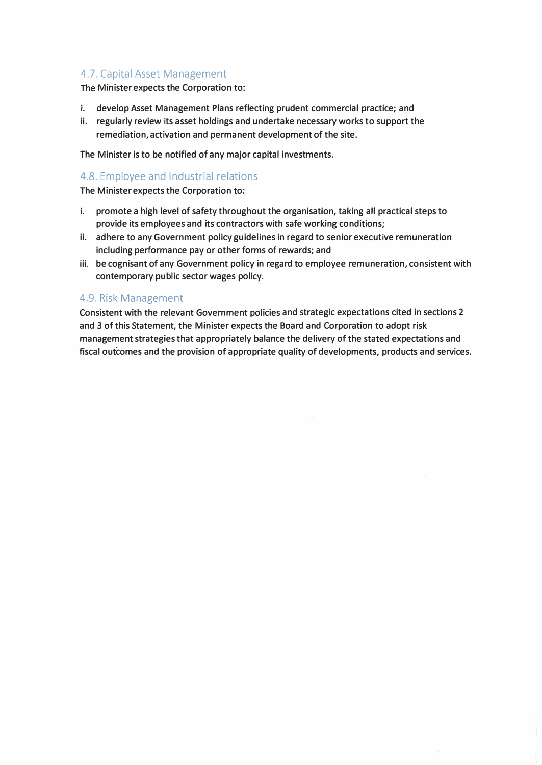## 4.7. Capital Asset Management

The Minister expects the Corporation to:

i. develop Asset Management Plans reflecting prudent commercial practice; and
ii. regularly review its asset holdings and undertake necessary works to support the remediation, activation and permanent development of the site.

The Minister is to be notified of any major capital investments.

## 4.8. Employee and Industrial relations

The Minister expects the Corporation to:

i. promote a high level of safety throughout the organisation, taking all practical steps to provide its employees and its contractors with safe working conditions;
ii. adhere to any Government policy guidelines in regard to senior executive remuneration including performance pay or other forms of rewards; and
iii. be cognisant of any Government policy in regard to employee remuneration, consistent with contemporary public sector wages policy.

## 4.9. Risk Management

Consistent with the relevant Government policies and strategic expectations cited in sections 2 and 3 of this Statement, the Minister expects the Board and Corporation to adopt risk management strategies that appropriately balance the delivery of the stated expectations and fiscal outcomes and the provision of appropriate quality of developments, products and services.